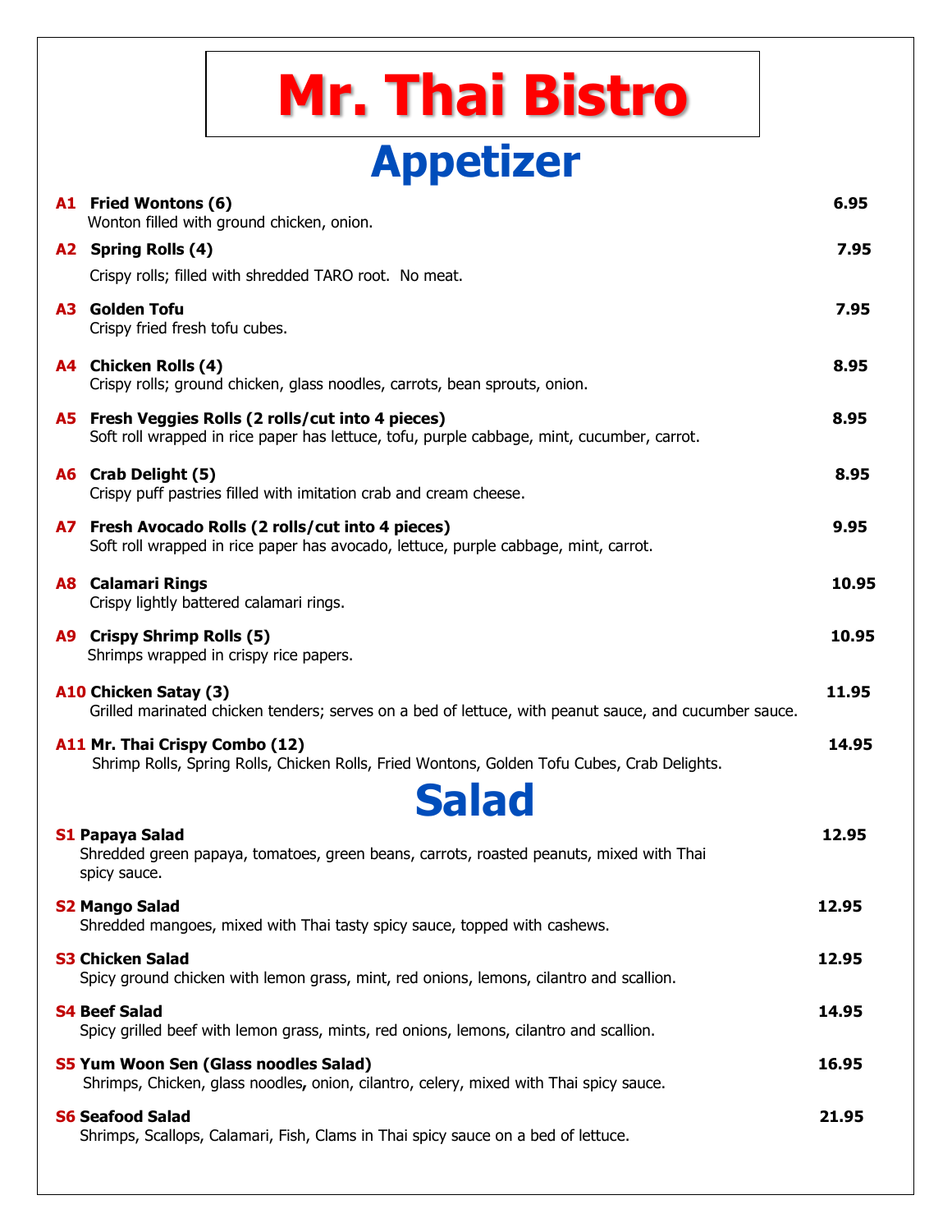# Mr. Thai Bistro

## Appetizer

**A1 Fried Wontons (6)** — **6.95**
Wonton filled with ground chicken, onion.

**A2 Spring Rolls (4)** — **7.95**
Crispy rolls; filled with shredded TARO root. No meat.

**A3 Golden Tofu** — **7.95**
Crispy fried fresh tofu cubes.

**A4 Chicken Rolls (4)** — **8.95**
Crispy rolls; ground chicken, glass noodles, carrots, bean sprouts, onion.

**A5 Fresh Veggies Rolls (2 rolls/cut into 4 pieces)** — **8.95**
Soft roll wrapped in rice paper has lettuce, tofu, purple cabbage, mint, cucumber, carrot.

**A6 Crab Delight (5)** — **8.95**
Crispy puff pastries filled with imitation crab and cream cheese.

**A7 Fresh Avocado Rolls (2 rolls/cut into 4 pieces)** — **9.95**
Soft roll wrapped in rice paper has avocado, lettuce, purple cabbage, mint, carrot.

**A8 Calamari Rings** — **10.95**
Crispy lightly battered calamari rings.

**A9 Crispy Shrimp Rolls (5)** — **10.95**
Shrimps wrapped in crispy rice papers.

**A10 Chicken Satay (3)** — **11.95**
Grilled marinated chicken tenders; serves on a bed of lettuce, with peanut sauce, and cucumber sauce.

**A11 Mr. Thai Crispy Combo (12)** — **14.95**
Shrimp Rolls, Spring Rolls, Chicken Rolls, Fried Wontons, Golden Tofu Cubes, Crab Delights.

## Salad

**S1 Papaya Salad** — **12.95**
Shredded green papaya, tomatoes, green beans, carrots, roasted peanuts, mixed with Thai spicy sauce.

**S2 Mango Salad** — **12.95**
Shredded mangoes, mixed with Thai tasty spicy sauce, topped with cashews.

**S3 Chicken Salad** — **12.95**
Spicy ground chicken with lemon grass, mint, red onions, lemons, cilantro and scallion.

**S4 Beef Salad** — **14.95**
Spicy grilled beef with lemon grass, mints, red onions, lemons, cilantro and scallion.

**S5 Yum Woon Sen (Glass noodles Salad)** — **16.95**
Shrimps, Chicken, glass noodles, onion, cilantro, celery, mixed with Thai spicy sauce.

**S6 Seafood Salad** — **21.95**
Shrimps, Scallops, Calamari, Fish, Clams in Thai spicy sauce on a bed of lettuce.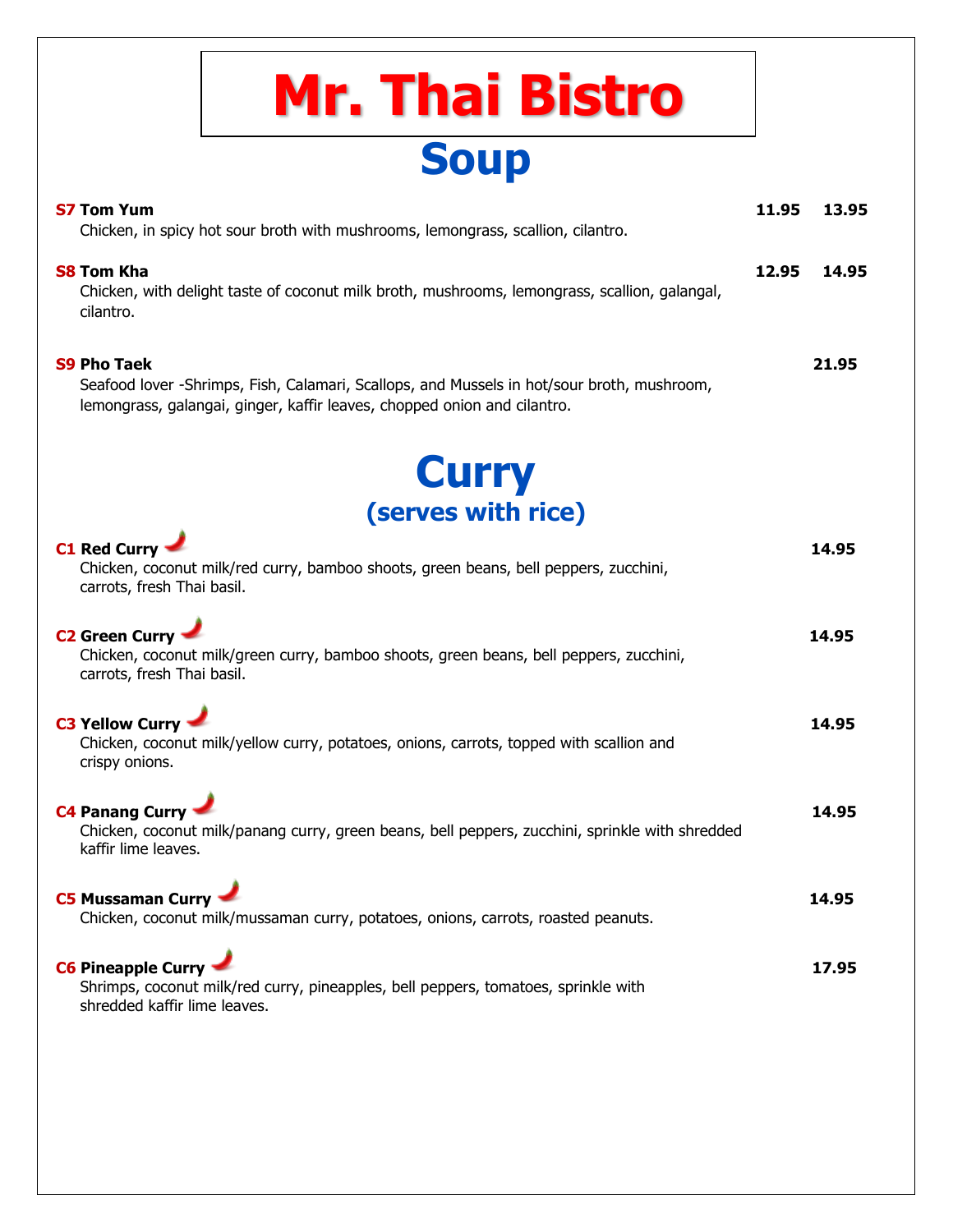# Mr. Thai Bistro

## Soup

**S7 Tom Yum** **11.95** **13.95**
Chicken, in spicy hot sour broth with mushrooms, lemongrass, scallion, cilantro.

**S8 Tom Kha** **12.95** **14.95**
Chicken, with delight taste of coconut milk broth, mushrooms, lemongrass, scallion, galangal, cilantro.

**S9 Pho Taek** **21.95**
Seafood lover -Shrimps, Fish, Calamari, Scallops, and Mussels in hot/sour broth, mushroom, lemongrass, galangai, ginger, kaffir leaves, chopped onion and cilantro.

## Curry
### (serves with rice)

**C1 Red Curry** 🌶 **14.95**
Chicken, coconut milk/red curry, bamboo shoots, green beans, bell peppers, zucchini, carrots, fresh Thai basil.

**C2 Green Curry** 🌶 **14.95**
Chicken, coconut milk/green curry, bamboo shoots, green beans, bell peppers, zucchini, carrots, fresh Thai basil.

**C3 Yellow Curry** 🌶 **14.95**
Chicken, coconut milk/yellow curry, potatoes, onions, carrots, topped with scallion and crispy onions.

**C4 Panang Curry** 🌶 **14.95**
Chicken, coconut milk/panang curry, green beans, bell peppers, zucchini, sprinkle with shredded kaffir lime leaves.

**C5 Mussaman Curry** 🌶 **14.95**
Chicken, coconut milk/mussaman curry, potatoes, onions, carrots, roasted peanuts.

**C6 Pineapple Curry** 🌶 **17.95**
Shrimps, coconut milk/red curry, pineapples, bell peppers, tomatoes, sprinkle with shredded kaffir lime leaves.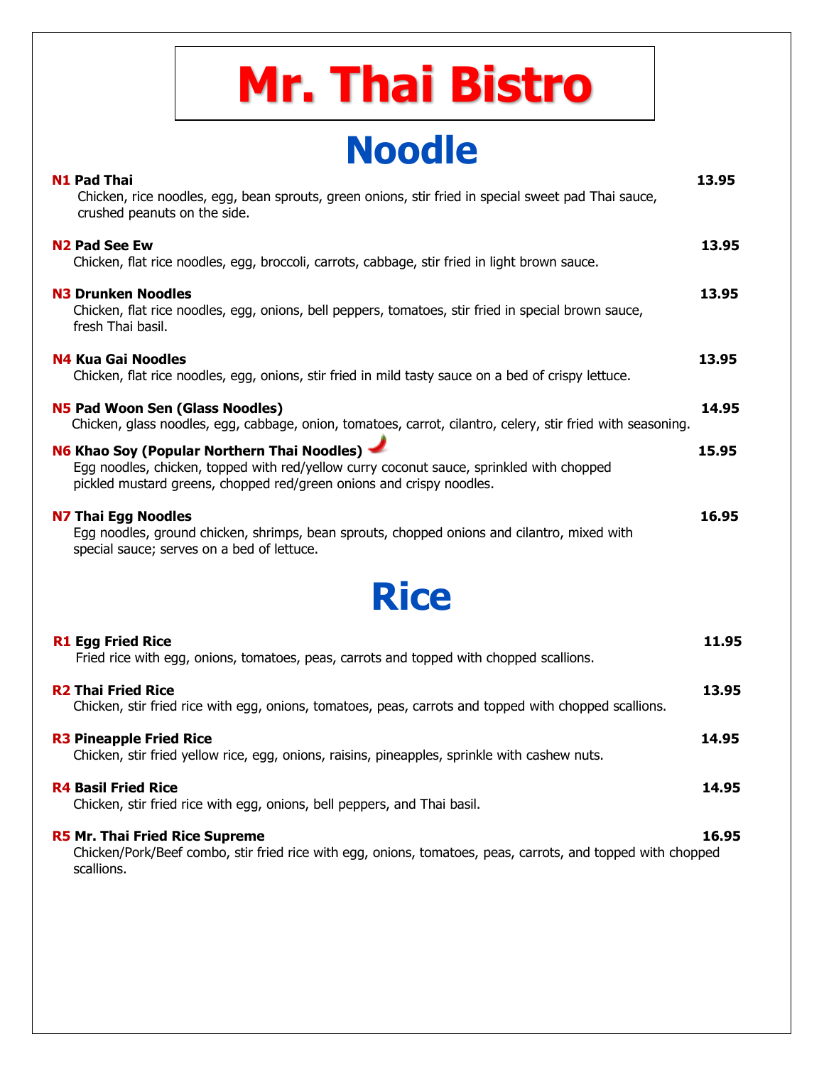# Mr. Thai Bistro

## Noodle

**N1 Pad Thai** **13.95**
Chicken, rice noodles, egg, bean sprouts, green onions, stir fried in special sweet pad Thai sauce, crushed peanuts on the side.

**N2 Pad See Ew** **13.95**
Chicken, flat rice noodles, egg, broccoli, carrots, cabbage, stir fried in light brown sauce.

**N3 Drunken Noodles** **13.95**
Chicken, flat rice noodles, egg, onions, bell peppers, tomatoes, stir fried in special brown sauce, fresh Thai basil.

**N4 Kua Gai Noodles** **13.95**
Chicken, flat rice noodles, egg, onions, stir fried in mild tasty sauce on a bed of crispy lettuce.

**N5 Pad Woon Sen (Glass Noodles)** **14.95**
Chicken, glass noodles, egg, cabbage, onion, tomatoes, carrot, cilantro, celery, stir fried with seasoning.

**N6 Khao Soy (Popular Northern Thai Noodles)** **15.95**
Egg noodles, chicken, topped with red/yellow curry coconut sauce, sprinkled with chopped pickled mustard greens, chopped red/green onions and crispy noodles.

**N7 Thai Egg Noodles** **16.95**
Egg noodles, ground chicken, shrimps, bean sprouts, chopped onions and cilantro, mixed with special sauce; serves on a bed of lettuce.

## Rice

**R1 Egg Fried Rice** **11.95**
Fried rice with egg, onions, tomatoes, peas, carrots and topped with chopped scallions.

**R2 Thai Fried Rice** **13.95**
Chicken, stir fried rice with egg, onions, tomatoes, peas, carrots and topped with chopped scallions.

**R3 Pineapple Fried Rice** **14.95**
Chicken, stir fried yellow rice, egg, onions, raisins, pineapples, sprinkle with cashew nuts.

**R4 Basil Fried Rice** **14.95**
Chicken, stir fried rice with egg, onions, bell peppers, and Thai basil.

**R5 Mr. Thai Fried Rice Supreme** **16.95**
Chicken/Pork/Beef combo, stir fried rice with egg, onions, tomatoes, peas, carrots, and topped with chopped scallions.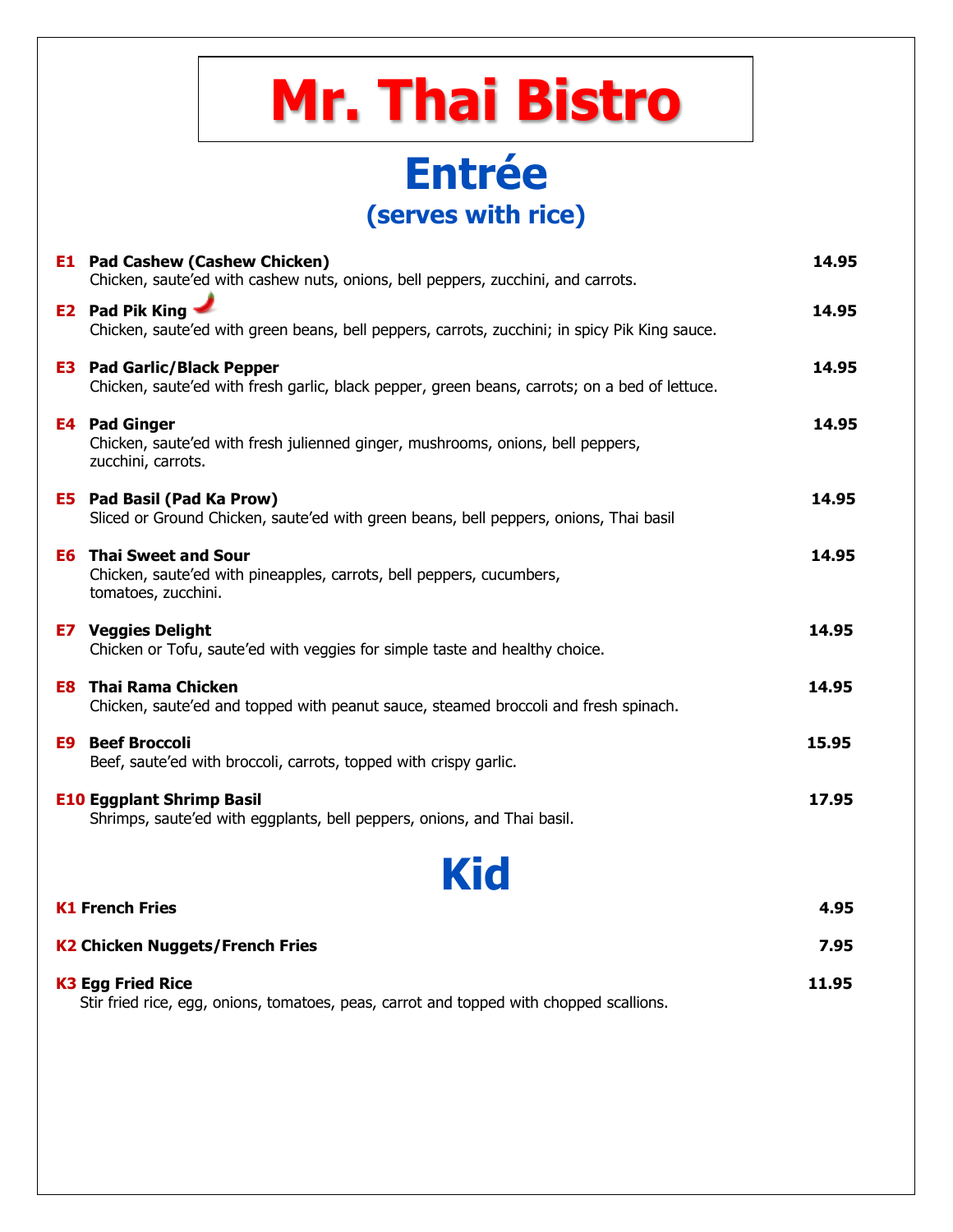# Mr. Thai Bistro

## Entrée

### (serves with rice)

**E1 Pad Cashew (Cashew Chicken)** **14.95**
Chicken, saute'ed with cashew nuts, onions, bell peppers, zucchini, and carrots.

**E2 Pad Pik King** **14.95**
Chicken, saute'ed with green beans, bell peppers, carrots, zucchini; in spicy Pik King sauce.

**E3 Pad Garlic/Black Pepper** **14.95**
Chicken, saute'ed with fresh garlic, black pepper, green beans, carrots; on a bed of lettuce.

**E4 Pad Ginger** **14.95**
Chicken, saute'ed with fresh julienned ginger, mushrooms, onions, bell peppers, zucchini, carrots.

**E5 Pad Basil (Pad Ka Prow)** **14.95**
Sliced or Ground Chicken, saute'ed with green beans, bell peppers, onions, Thai basil

**E6 Thai Sweet and Sour** **14.95**
Chicken, saute'ed with pineapples, carrots, bell peppers, cucumbers, tomatoes, zucchini.

**E7 Veggies Delight** **14.95**
Chicken or Tofu, saute'ed with veggies for simple taste and healthy choice.

**E8 Thai Rama Chicken** **14.95**
Chicken, saute'ed and topped with peanut sauce, steamed broccoli and fresh spinach.

**E9 Beef Broccoli** **15.95**
Beef, saute'ed with broccoli, carrots, topped with crispy garlic.

**E10 Eggplant Shrimp Basil** **17.95**
Shrimps, saute'ed with eggplants, bell peppers, onions, and Thai basil.

## Kid

**K1 French Fries** **4.95**

**K2 Chicken Nuggets/French Fries** **7.95**

**K3 Egg Fried Rice** **11.95**
Stir fried rice, egg, onions, tomatoes, peas, carrot and topped with chopped scallions.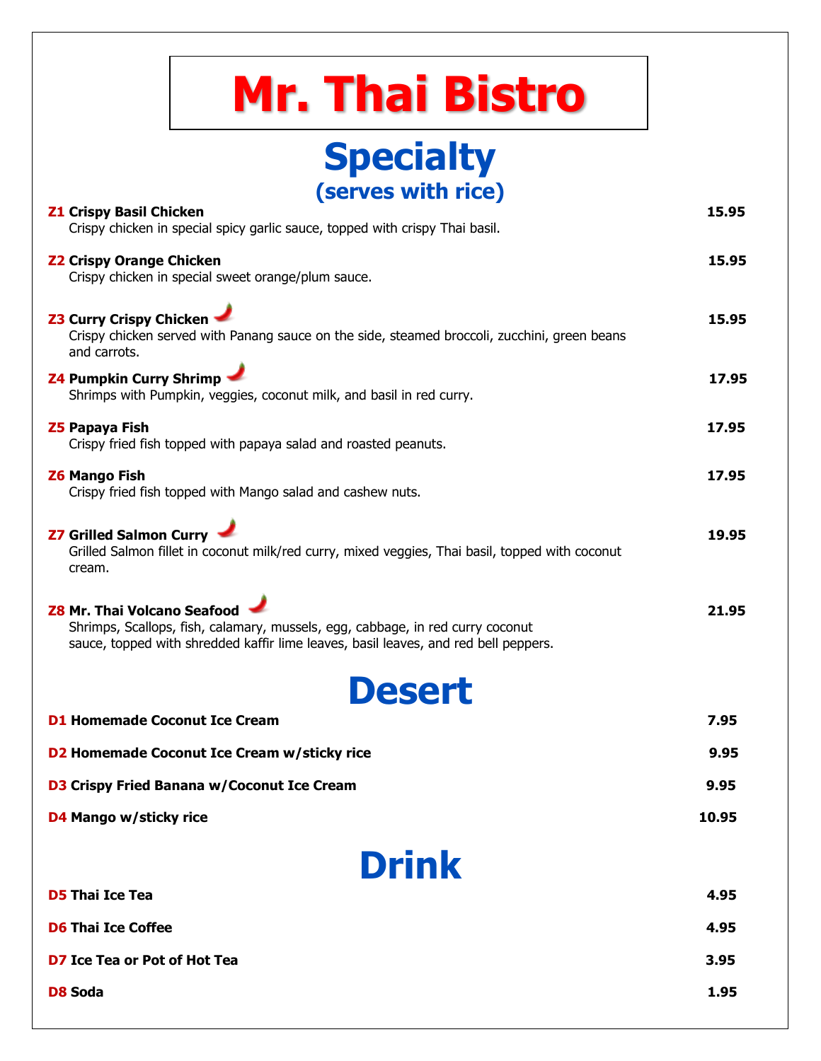# Mr. Thai Bistro

## Specialty

### (serves with rice)

**Z1 Crispy Basil Chicken** — **15.95**
Crispy chicken in special spicy garlic sauce, topped with crispy Thai basil.

**Z2 Crispy Orange Chicken** — **15.95**
Crispy chicken in special sweet orange/plum sauce.

**Z3 Curry Crispy Chicken** — **15.95**
Crispy chicken served with Panang sauce on the side, steamed broccoli, zucchini, green beans and carrots.

**Z4 Pumpkin Curry Shrimp** — **17.95**
Shrimps with Pumpkin, veggies, coconut milk, and basil in red curry.

**Z5 Papaya Fish** — **17.95**
Crispy fried fish topped with papaya salad and roasted peanuts.

**Z6 Mango Fish** — **17.95**
Crispy fried fish topped with Mango salad and cashew nuts.

**Z7 Grilled Salmon Curry** — **19.95**
Grilled Salmon fillet in coconut milk/red curry, mixed veggies, Thai basil, topped with coconut cream.

**Z8 Mr. Thai Volcano Seafood** — **21.95**
Shrimps, Scallops, fish, calamary, mussels, egg, cabbage, in red curry coconut sauce, topped with shredded kaffir lime leaves, basil leaves, and red bell peppers.

## Desert

| Item | Price |
| --- | --- |
| **D1 Homemade Coconut Ice Cream** | **7.95** |
| **D2 Homemade Coconut Ice Cream w/sticky rice** | **9.95** |
| **D3 Crispy Fried Banana w/Coconut Ice Cream** | **9.95** |
| **D4 Mango w/sticky rice** | **10.95** |

## Drink

| Item | Price |
| --- | --- |
| **D5 Thai Ice Tea** | **4.95** |
| **D6 Thai Ice Coffee** | **4.95** |
| **D7 Ice Tea or Pot of Hot Tea** | **3.95** |
| **D8 Soda** | **1.95** |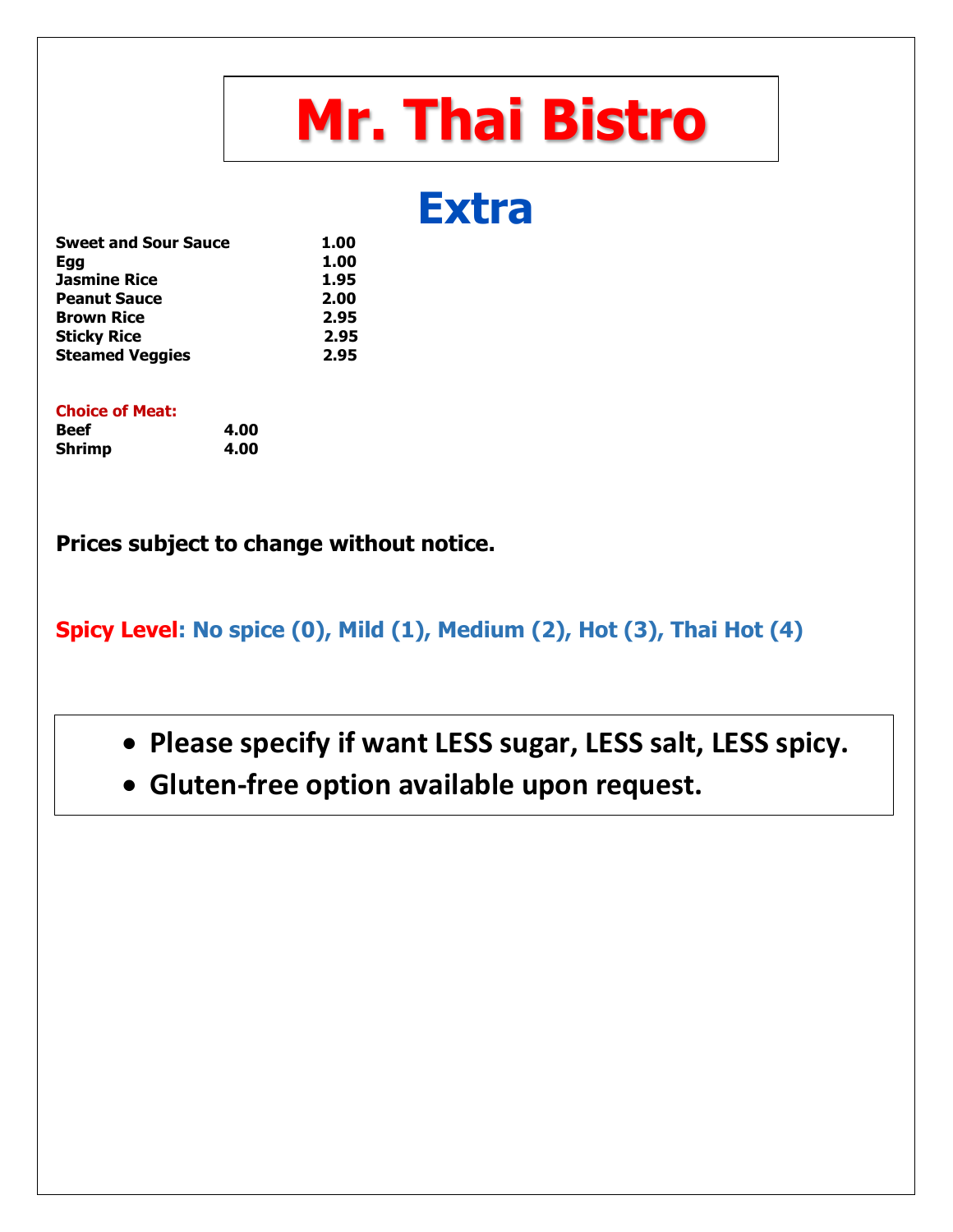# Mr. Thai Bistro

## Extra

| | |
|---|---|
| **Sweet and Sour Sauce** | **1.00** |
| **Egg** | **1.00** |
| **Jasmine Rice** | **1.95** |
| **Peanut Sauce** | **2.00** |
| **Brown Rice** | **2.95** |
| **Sticky Rice** | **2.95** |
| **Steamed Veggies** | **2.95** |

**Choice of Meat:**

| | |
|---|---|
| **Beef** | **4.00** |
| **Shrimp** | **4.00** |

**Prices subject to change without notice.**

**Spicy Level: No spice (0), Mild (1), Medium (2), Hot (3), Thai Hot (4)**

- **Please specify if want LESS sugar, LESS salt, LESS spicy.**
- **Gluten-free option available upon request.**